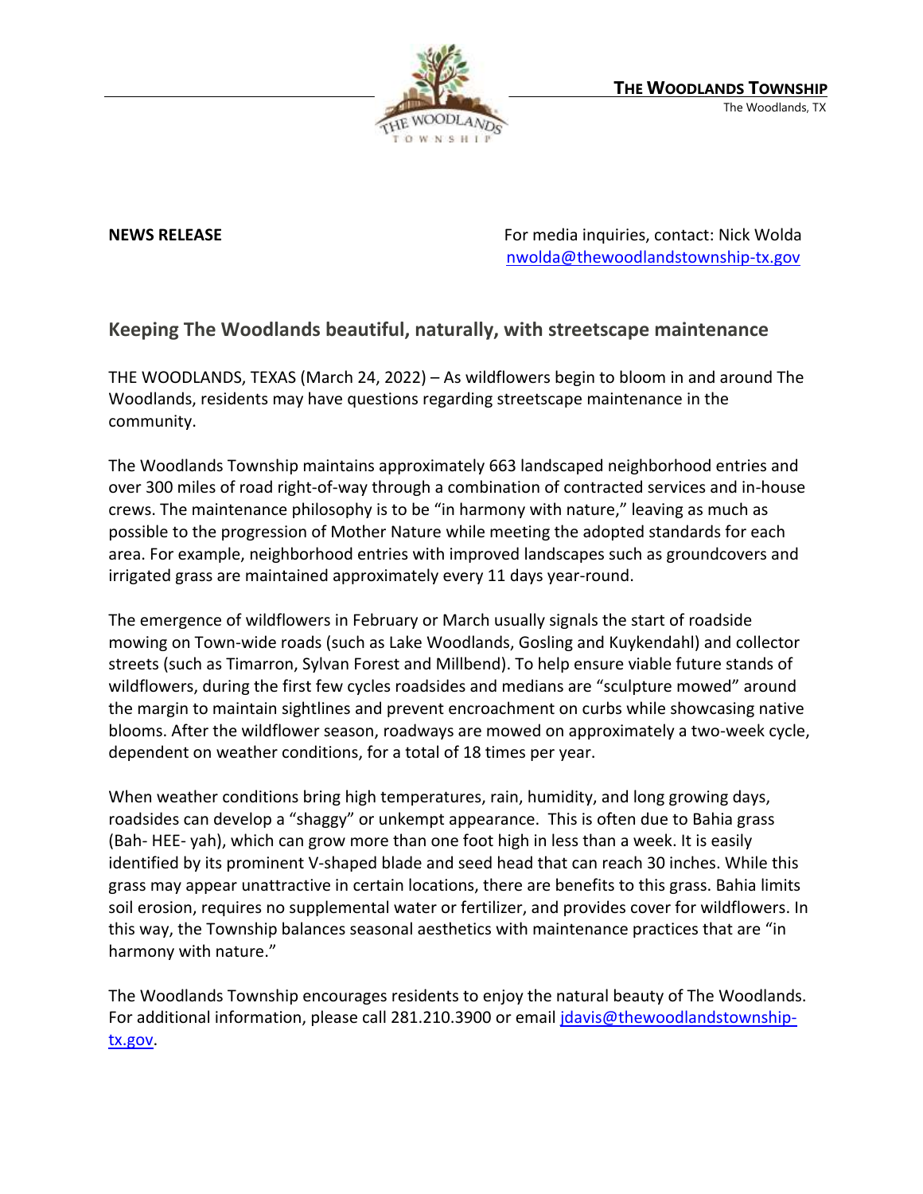**THE WOODLANDS TOWNSHIP**
The Woodlands, TX

**NEWS RELEASE**

For media inquiries, contact: Nick Wolda
nwolda@thewoodlandstownship-tx.gov

## Keeping The Woodlands beautiful, naturally, with streetscape maintenance

THE WOODLANDS, TEXAS (March 24, 2022) – As wildflowers begin to bloom in and around The Woodlands, residents may have questions regarding streetscape maintenance in the community.

The Woodlands Township maintains approximately 663 landscaped neighborhood entries and over 300 miles of road right-of-way through a combination of contracted services and in-house crews. The maintenance philosophy is to be "in harmony with nature," leaving as much as possible to the progression of Mother Nature while meeting the adopted standards for each area. For example, neighborhood entries with improved landscapes such as groundcovers and irrigated grass are maintained approximately every 11 days year-round.

The emergence of wildflowers in February or March usually signals the start of roadside mowing on Town-wide roads (such as Lake Woodlands, Gosling and Kuykendahl) and collector streets (such as Timarron, Sylvan Forest and Millbend). To help ensure viable future stands of wildflowers, during the first few cycles roadsides and medians are "sculpture mowed" around the margin to maintain sightlines and prevent encroachment on curbs while showcasing native blooms. After the wildflower season, roadways are mowed on approximately a two-week cycle, dependent on weather conditions, for a total of 18 times per year.

When weather conditions bring high temperatures, rain, humidity, and long growing days, roadsides can develop a "shaggy" or unkempt appearance. This is often due to Bahia grass (Bah- HEE- yah), which can grow more than one foot high in less than a week. It is easily identified by its prominent V-shaped blade and seed head that can reach 30 inches. While this grass may appear unattractive in certain locations, there are benefits to this grass. Bahia limits soil erosion, requires no supplemental water or fertilizer, and provides cover for wildflowers. In this way, the Township balances seasonal aesthetics with maintenance practices that are "in harmony with nature."

The Woodlands Township encourages residents to enjoy the natural beauty of The Woodlands. For additional information, please call 281.210.3900 or email jdavis@thewoodlandstownship-tx.gov.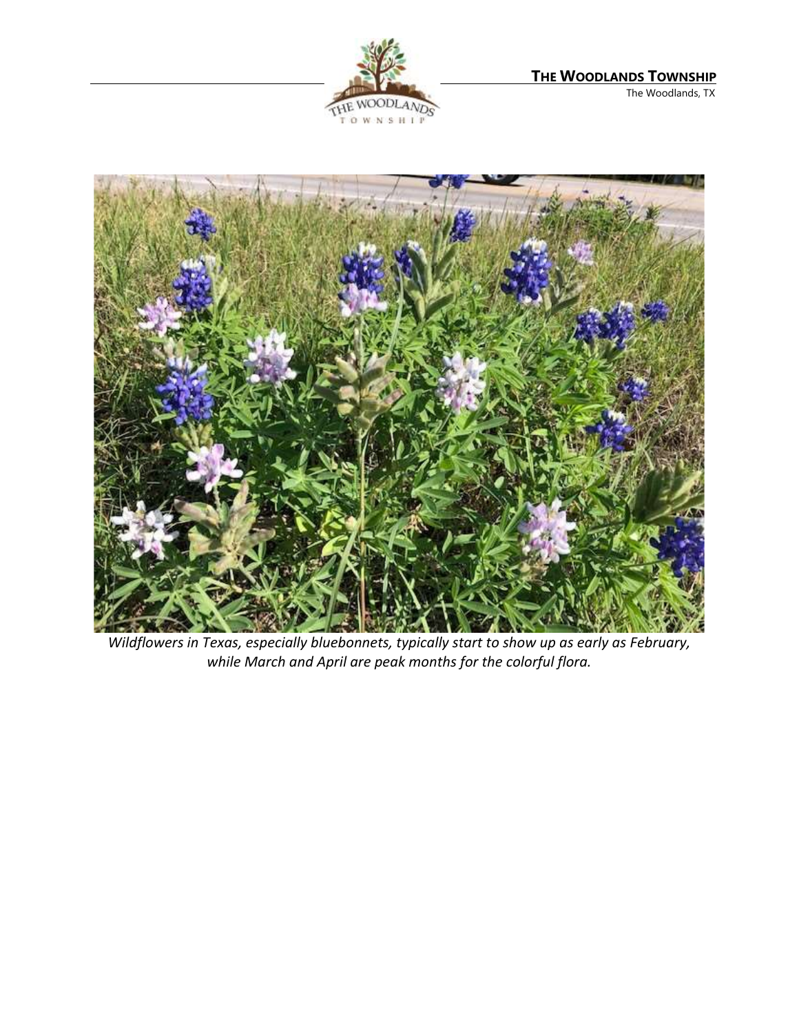*Wildflowers in Texas, especially bluebonnets, typically start to show up as early as February, while March and April are peak months for the colorful flora.*